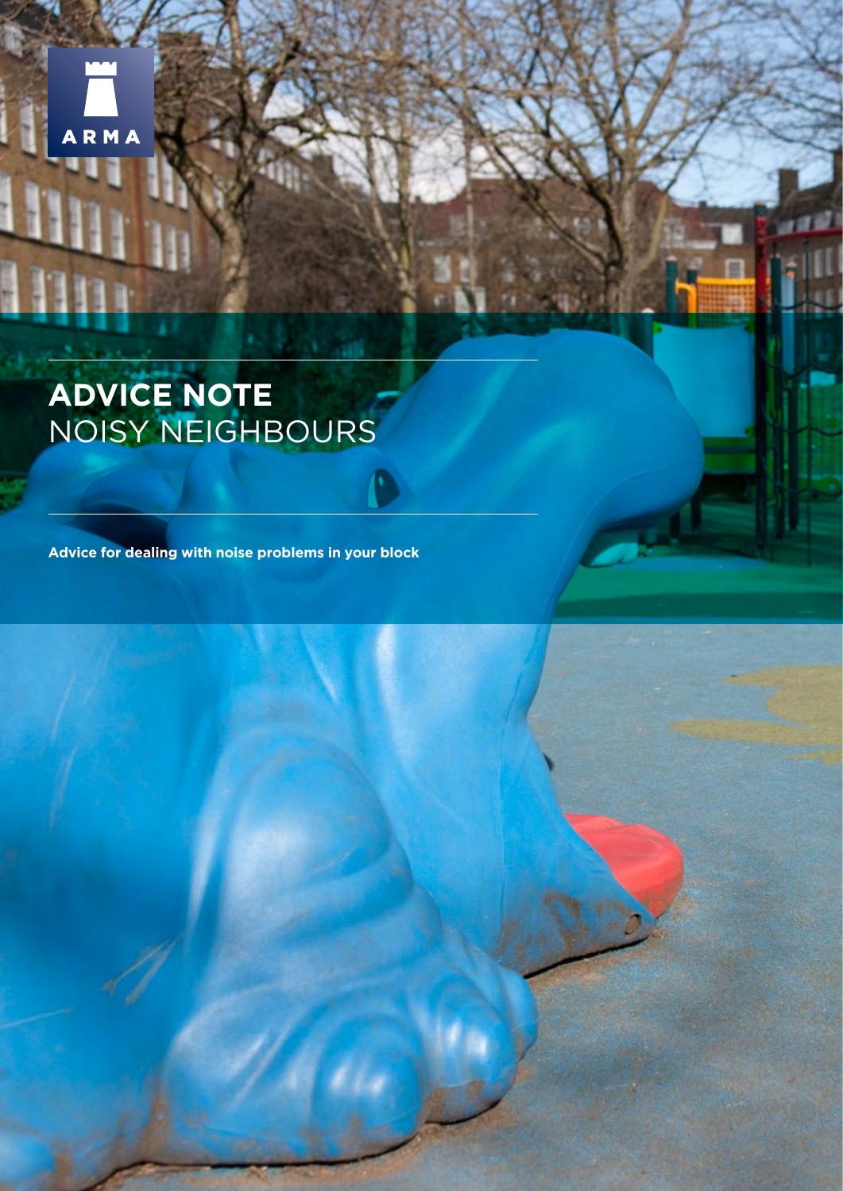ARMA

# ADVICE NOTE
# NOISY NEIGHBOURS

**Advice for dealing with noise problems in your block**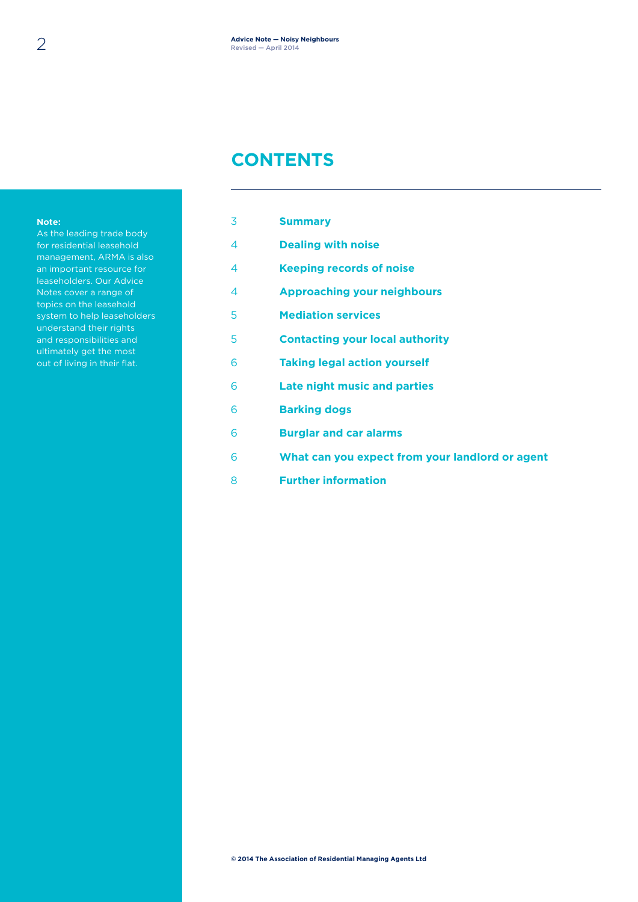**Note:**
As the leading trade body for residential leasehold management, ARMA is also an important resource for leaseholders. Our Advice Notes cover a range of topics on the leasehold system to help leaseholders understand their rights and responsibilities and ultimately get the most out of living in their flat.

# CONTENTS

| | |
|---|---|
| 3 | **Summary** |
| 4 | **Dealing with noise** |
| 4 | **Keeping records of noise** |
| 4 | **Approaching your neighbours** |
| 5 | **Mediation services** |
| 5 | **Contacting your local authority** |
| 6 | **Taking legal action yourself** |
| 6 | **Late night music and parties** |
| 6 | **Barking dogs** |
| 6 | **Burglar and car alarms** |
| 6 | **What can you expect from your landlord or agent** |
| 8 | **Further information** |

**© 2014 The Association of Residential Managing Agents Ltd**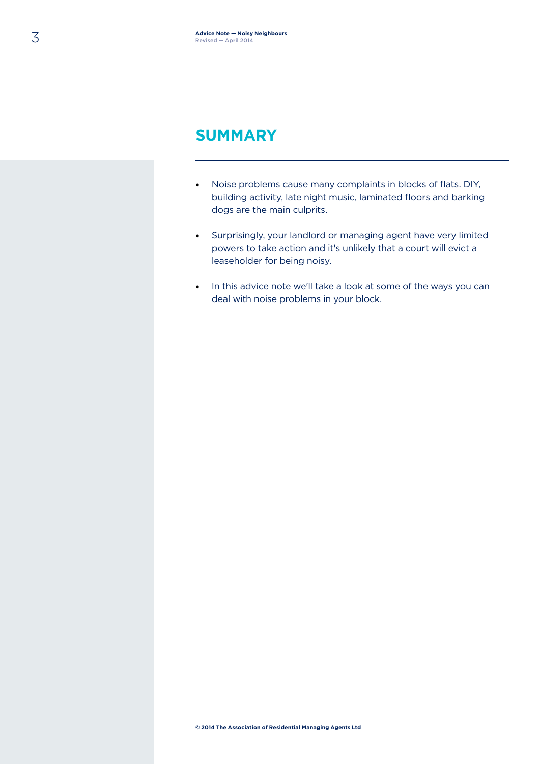## SUMMARY

- Noise problems cause many complaints in blocks of flats. DIY, building activity, late night music, laminated floors and barking dogs are the main culprits.
- Surprisingly, your landlord or managing agent have very limited powers to take action and it's unlikely that a court will evict a leaseholder for being noisy.
- In this advice note we'll take a look at some of the ways you can deal with noise problems in your block.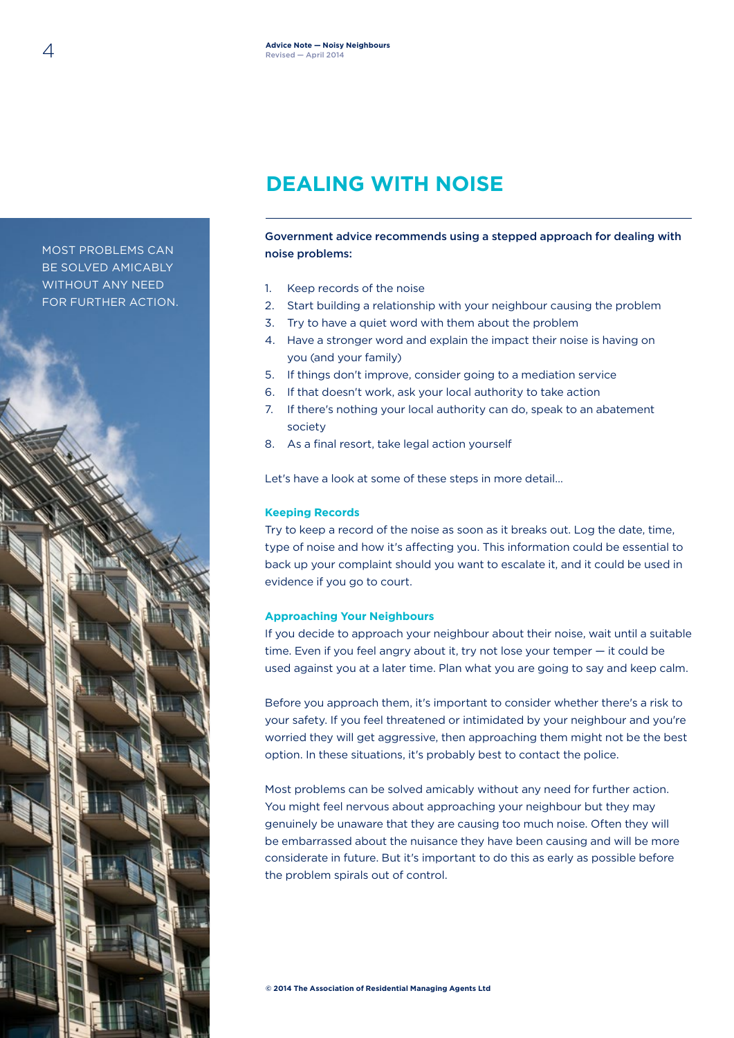MOST PROBLEMS CAN BE SOLVED AMICABLY WITHOUT ANY NEED FOR FURTHER ACTION.

## DEALING WITH NOISE

**Government advice recommends using a stepped approach for dealing with noise problems:**

1. Keep records of the noise
2. Start building a relationship with your neighbour causing the problem
3. Try to have a quiet word with them about the problem
4. Have a stronger word and explain the impact their noise is having on you (and your family)
5. If things don't improve, consider going to a mediation service
6. If that doesn't work, ask your local authority to take action
7. If there's nothing your local authority can do, speak to an abatement society
8. As a final resort, take legal action yourself

Let's have a look at some of these steps in more detail...

### Keeping Records

Try to keep a record of the noise as soon as it breaks out. Log the date, time, type of noise and how it's affecting you. This information could be essential to back up your complaint should you want to escalate it, and it could be used in evidence if you go to court.

### Approaching Your Neighbours

If you decide to approach your neighbour about their noise, wait until a suitable time. Even if you feel angry about it, try not lose your temper — it could be used against you at a later time. Plan what you are going to say and keep calm.

Before you approach them, it's important to consider whether there's a risk to your safety. If you feel threatened or intimidated by your neighbour and you're worried they will get aggressive, then approaching them might not be the best option. In these situations, it's probably best to contact the police.

Most problems can be solved amicably without any need for further action. You might feel nervous about approaching your neighbour but they may genuinely be unaware that they are causing too much noise. Often they will be embarrassed about the nuisance they have been causing and will be more considerate in future. But it's important to do this as early as possible before the problem spirals out of control.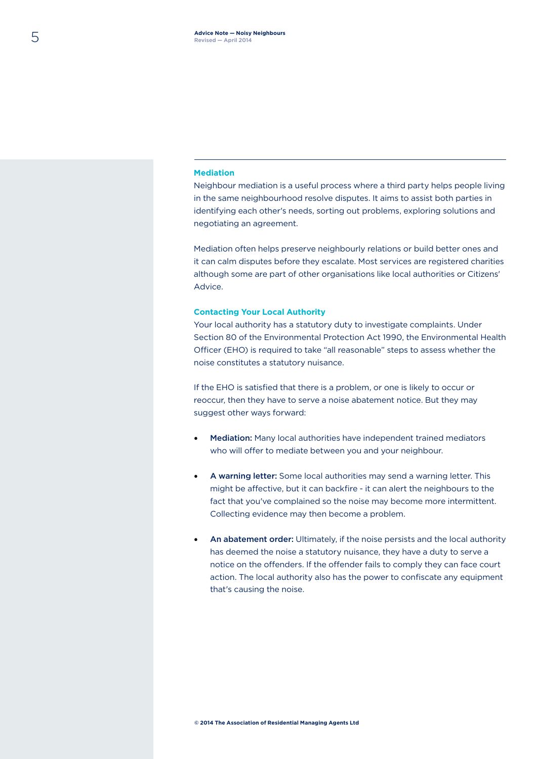## Mediation

Neighbour mediation is a useful process where a third party helps people living in the same neighbourhood resolve disputes. It aims to assist both parties in identifying each other's needs, sorting out problems, exploring solutions and negotiating an agreement.

Mediation often helps preserve neighbourly relations or build better ones and it can calm disputes before they escalate. Most services are registered charities although some are part of other organisations like local authorities or Citizens' Advice.

## Contacting Your Local Authority

Your local authority has a statutory duty to investigate complaints. Under Section 80 of the Environmental Protection Act 1990, the Environmental Health Officer (EHO) is required to take "all reasonable" steps to assess whether the noise constitutes a statutory nuisance.

If the EHO is satisfied that there is a problem, or one is likely to occur or reoccur, then they have to serve a noise abatement notice. But they may suggest other ways forward:

- **Mediation:** Many local authorities have independent trained mediators who will offer to mediate between you and your neighbour.
- **A warning letter:** Some local authorities may send a warning letter. This might be affective, but it can backfire - it can alert the neighbours to the fact that you've complained so the noise may become more intermittent. Collecting evidence may then become a problem.
- **An abatement order:** Ultimately, if the noise persists and the local authority has deemed the noise a statutory nuisance, they have a duty to serve a notice on the offenders. If the offender fails to comply they can face court action. The local authority also has the power to confiscate any equipment that's causing the noise.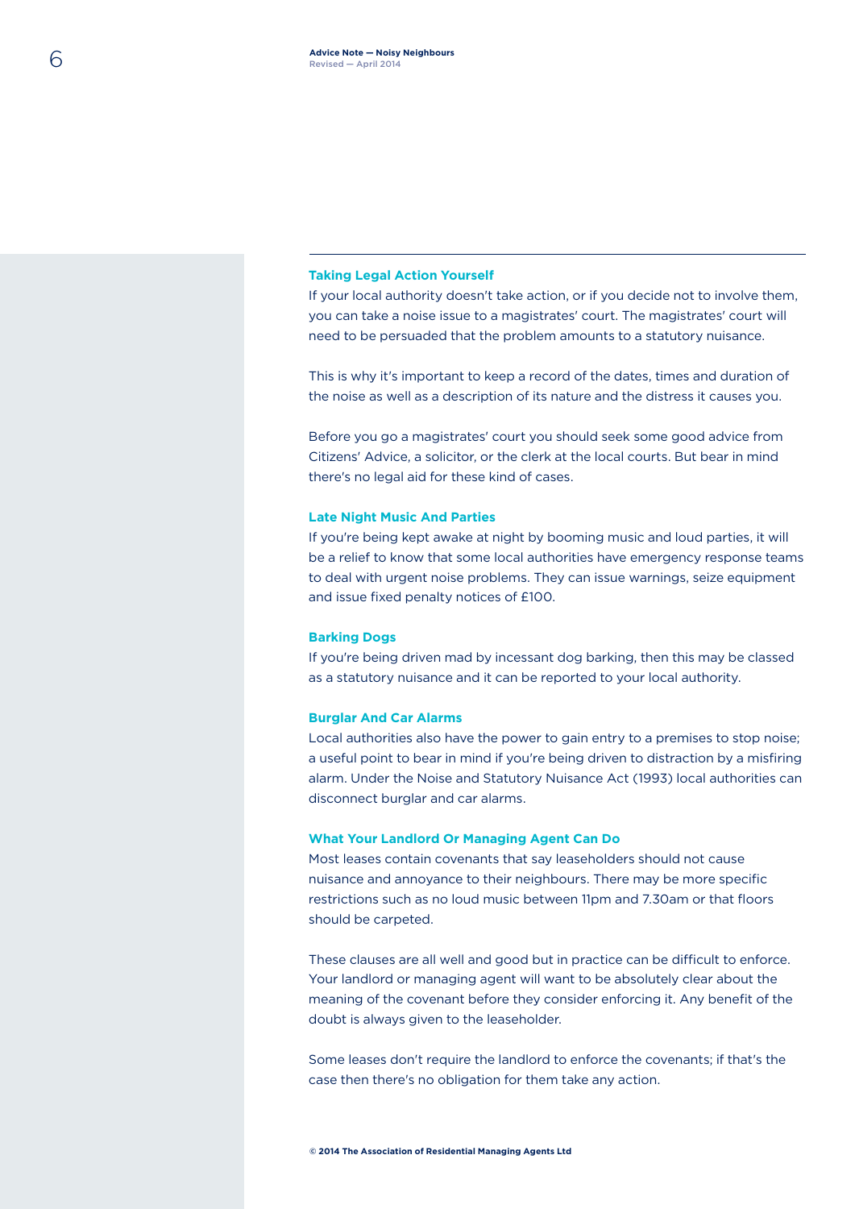### Taking Legal Action Yourself

If your local authority doesn't take action, or if you decide not to involve them, you can take a noise issue to a magistrates' court. The magistrates' court will need to be persuaded that the problem amounts to a statutory nuisance.

This is why it's important to keep a record of the dates, times and duration of the noise as well as a description of its nature and the distress it causes you.

Before you go a magistrates' court you should seek some good advice from Citizens' Advice, a solicitor, or the clerk at the local courts. But bear in mind there's no legal aid for these kind of cases.

### Late Night Music And Parties

If you're being kept awake at night by booming music and loud parties, it will be a relief to know that some local authorities have emergency response teams to deal with urgent noise problems. They can issue warnings, seize equipment and issue fixed penalty notices of £100.

### Barking Dogs

If you're being driven mad by incessant dog barking, then this may be classed as a statutory nuisance and it can be reported to your local authority.

### Burglar And Car Alarms

Local authorities also have the power to gain entry to a premises to stop noise; a useful point to bear in mind if you're being driven to distraction by a misfiring alarm. Under the Noise and Statutory Nuisance Act (1993) local authorities can disconnect burglar and car alarms.

### What Your Landlord Or Managing Agent Can Do

Most leases contain covenants that say leaseholders should not cause nuisance and annoyance to their neighbours. There may be more specific restrictions such as no loud music between 11pm and 7.30am or that floors should be carpeted.

These clauses are all well and good but in practice can be difficult to enforce. Your landlord or managing agent will want to be absolutely clear about the meaning of the covenant before they consider enforcing it. Any benefit of the doubt is always given to the leaseholder.

Some leases don't require the landlord to enforce the covenants; if that's the case then there's no obligation for them take any action.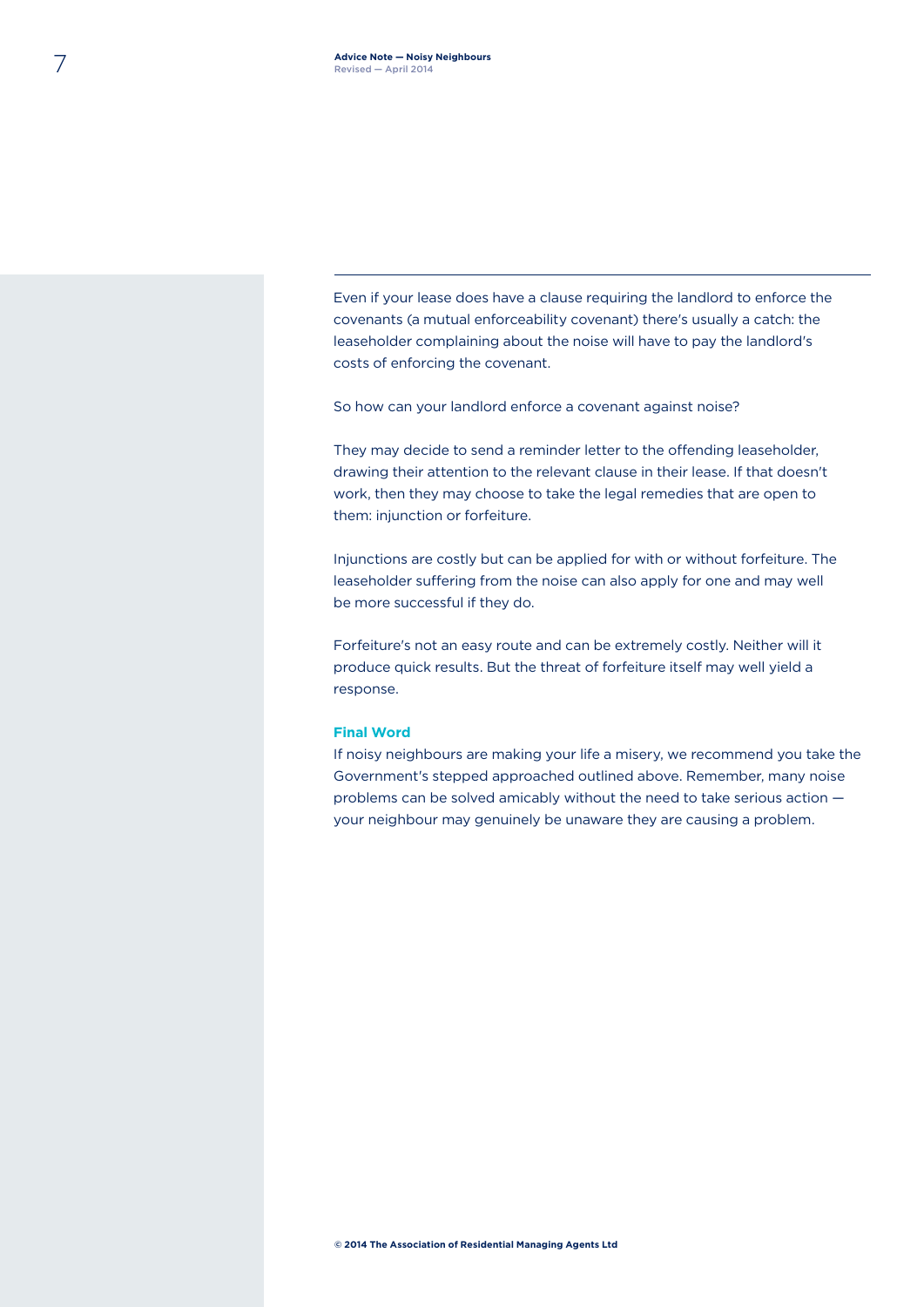Even if your lease does have a clause requiring the landlord to enforce the covenants (a mutual enforceability covenant) there's usually a catch: the leaseholder complaining about the noise will have to pay the landlord's costs of enforcing the covenant.

So how can your landlord enforce a covenant against noise?

They may decide to send a reminder letter to the offending leaseholder, drawing their attention to the relevant clause in their lease. If that doesn't work, then they may choose to take the legal remedies that are open to them: injunction or forfeiture.

Injunctions are costly but can be applied for with or without forfeiture. The leaseholder suffering from the noise can also apply for one and may well be more successful if they do.

Forfeiture's not an easy route and can be extremely costly. Neither will it produce quick results. But the threat of forfeiture itself may well yield a response.

### Final Word

If noisy neighbours are making your life a misery, we recommend you take the Government's stepped approached outlined above. Remember, many noise problems can be solved amicably without the need to take serious action — your neighbour may genuinely be unaware they are causing a problem.

**© 2014 The Association of Residential Managing Agents Ltd**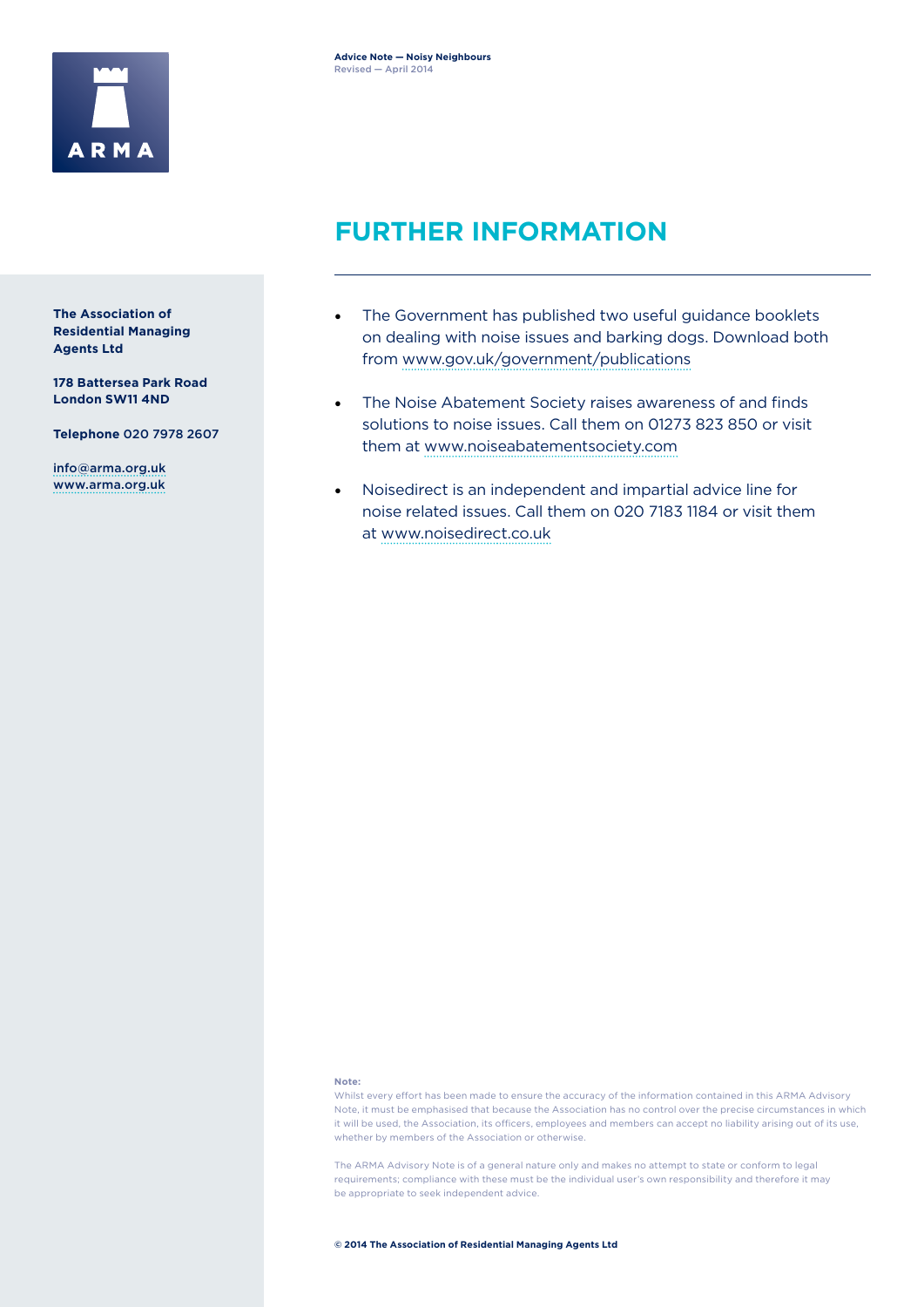# FURTHER INFORMATION

**The Association of Residential Managing Agents Ltd**

**178 Battersea Park Road London SW11 4ND**

**Telephone** 020 7978 2607

info@arma.org.uk
www.arma.org.uk

- The Government has published two useful guidance booklets on dealing with noise issues and barking dogs. Download both from www.gov.uk/government/publications
- The Noise Abatement Society raises awareness of and finds solutions to noise issues. Call them on 01273 823 850 or visit them at www.noiseabatementsociety.com
- Noisedirect is an independent and impartial advice line for noise related issues. Call them on 020 7183 1184 or visit them at www.noisedirect.co.uk

**Note:**

Whilst every effort has been made to ensure the accuracy of the information contained in this ARMA Advisory Note, it must be emphasised that because the Association has no control over the precise circumstances in which it will be used, the Association, its officers, employees and members can accept no liability arising out of its use, whether by members of the Association or otherwise.

The ARMA Advisory Note is of a general nature only and makes no attempt to state or conform to legal requirements; compliance with these must be the individual user's own responsibility and therefore it may be appropriate to seek independent advice.

**© 2014 The Association of Residential Managing Agents Ltd**